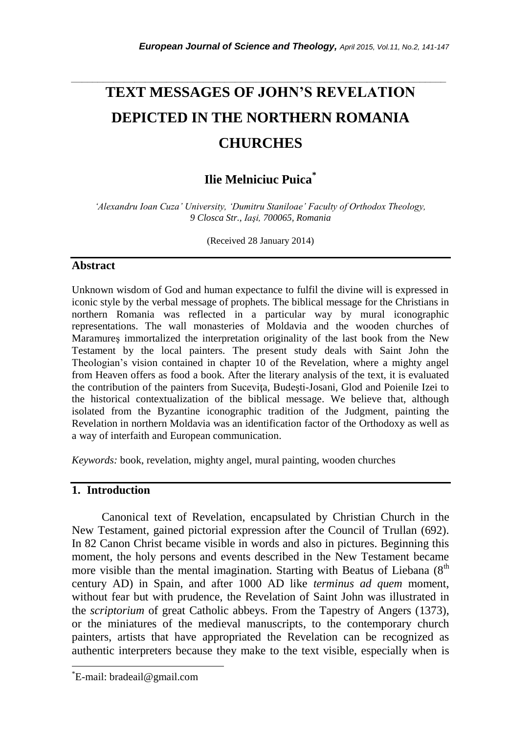# TEXT MESSAGES OF JOHN'S REVELATION DEPICTED IN THE NORTHERN ROMANIA CHURCHES

**Ilie Melniciuc Puica***

*'Alexandru Ioan Cuza' University, 'Dumitru Staniloae' Faculty of Orthodox Theology, 9 Closca Str., Iaşi, 700065, Romania*

(Received 28 January 2014)

## Abstract

Unknown wisdom of God and human expectance to fulfil the divine will is expressed in iconic style by the verbal message of prophets. The biblical message for the Christians in northern Romania was reflected in a particular way by mural iconographic representations. The wall monasteries of Moldavia and the wooden churches of Maramureş immortalized the interpretation originality of the last book from the New Testament by the local painters. The present study deals with Saint John the Theologian's vision contained in chapter 10 of the Revelation, where a mighty angel from Heaven offers as food a book. After the literary analysis of the text, it is evaluated the contribution of the painters from Suceviţa, Budeşti-Josani, Glod and Poienile Izei to the historical contextualization of the biblical message. We believe that, although isolated from the Byzantine iconographic tradition of the Judgment, painting the Revelation in northern Moldavia was an identification factor of the Orthodoxy as well as a way of interfaith and European communication.

*Keywords:* book, revelation, mighty angel, mural painting, wooden churches

## 1. Introduction

Canonical text of Revelation, encapsulated by Christian Church in the New Testament, gained pictorial expression after the Council of Trullan (692). In 82 Canon Christ became visible in words and also in pictures. Beginning this moment, the holy persons and events described in the New Testament became more visible than the mental imagination. Starting with Beatus of Liebana (8th century AD) in Spain, and after 1000 AD like *terminus ad quem* moment, without fear but with prudence, the Revelation of Saint John was illustrated in the *scriptorium* of great Catholic abbeys. From the Tapestry of Angers (1373), or the miniatures of the medieval manuscripts, to the contemporary church painters, artists that have appropriated the Revelation can be recognized as authentic interpreters because they make to the text visible, especially when is

*E-mail: bradeail@gmail.com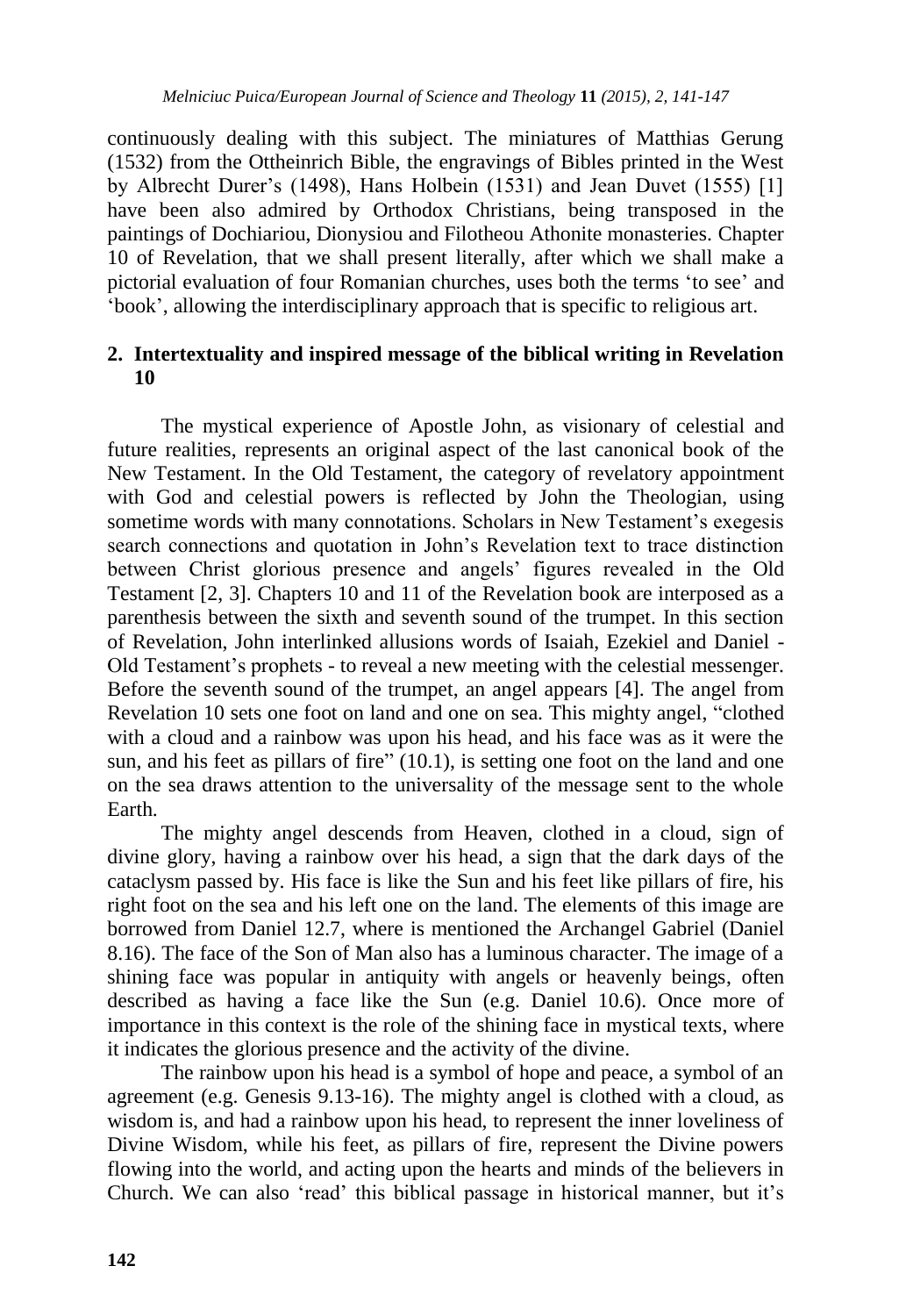continuously dealing with this subject. The miniatures of Matthias Gerung (1532) from the Ottheinrich Bible, the engravings of Bibles printed in the West by Albrecht Durer's (1498), Hans Holbein (1531) and Jean Duvet (1555) [1] have been also admired by Orthodox Christians, being transposed in the paintings of Dochiariou, Dionysiou and Filotheou Athonite monasteries. Chapter 10 of Revelation, that we shall present literally, after which we shall make a pictorial evaluation of four Romanian churches, uses both the terms 'to see' and 'book', allowing the interdisciplinary approach that is specific to religious art.

## 2. Intertextuality and inspired message of the biblical writing in Revelation 10

The mystical experience of Apostle John, as visionary of celestial and future realities, represents an original aspect of the last canonical book of the New Testament. In the Old Testament, the category of revelatory appointment with God and celestial powers is reflected by John the Theologian, using sometime words with many connotations. Scholars in New Testament's exegesis search connections and quotation in John's Revelation text to trace distinction between Christ glorious presence and angels' figures revealed in the Old Testament [2, 3]. Chapters 10 and 11 of the Revelation book are interposed as a parenthesis between the sixth and seventh sound of the trumpet. In this section of Revelation, John interlinked allusions words of Isaiah, Ezekiel and Daniel - Old Testament's prophets - to reveal a new meeting with the celestial messenger. Before the seventh sound of the trumpet, an angel appears [4]. The angel from Revelation 10 sets one foot on land and one on sea. This mighty angel, "clothed with a cloud and a rainbow was upon his head, and his face was as it were the sun, and his feet as pillars of fire" (10.1), is setting one foot on the land and one on the sea draws attention to the universality of the message sent to the whole Earth.

The mighty angel descends from Heaven, clothed in a cloud, sign of divine glory, having a rainbow over his head, a sign that the dark days of the cataclysm passed by. His face is like the Sun and his feet like pillars of fire, his right foot on the sea and his left one on the land. The elements of this image are borrowed from Daniel 12.7, where is mentioned the Archangel Gabriel (Daniel 8.16). The face of the Son of Man also has a luminous character. The image of a shining face was popular in antiquity with angels or heavenly beings, often described as having a face like the Sun (e.g. Daniel 10.6). Once more of importance in this context is the role of the shining face in mystical texts, where it indicates the glorious presence and the activity of the divine.

The rainbow upon his head is a symbol of hope and peace, a symbol of an agreement (e.g. Genesis 9.13-16). The mighty angel is clothed with a cloud, as wisdom is, and had a rainbow upon his head, to represent the inner loveliness of Divine Wisdom, while his feet, as pillars of fire, represent the Divine powers flowing into the world, and acting upon the hearts and minds of the believers in Church. We can also 'read' this biblical passage in historical manner, but it's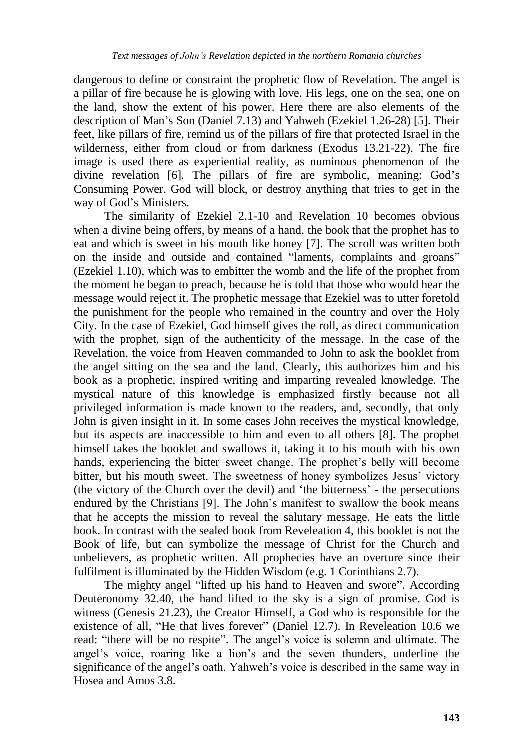dangerous to define or constraint the prophetic flow of Revelation. The angel is a pillar of fire because he is glowing with love. His legs, one on the sea, one on the land, show the extent of his power. Here there are also elements of the description of Man's Son (Daniel 7.13) and Yahweh (Ezekiel 1.26-28) [5]. Their feet, like pillars of fire, remind us of the pillars of fire that protected Israel in the wilderness, either from cloud or from darkness (Exodus 13.21-22). The fire image is used there as experiential reality, as numinous phenomenon of the divine revelation [6]. The pillars of fire are symbolic, meaning: God's Consuming Power. God will block, or destroy anything that tries to get in the way of God's Ministers.

The similarity of Ezekiel 2.1-10 and Revelation 10 becomes obvious when a divine being offers, by means of a hand, the book that the prophet has to eat and which is sweet in his mouth like honey [7]. The scroll was written both on the inside and outside and contained "laments, complaints and groans" (Ezekiel 1.10), which was to embitter the womb and the life of the prophet from the moment he began to preach, because he is told that those who would hear the message would reject it. The prophetic message that Ezekiel was to utter foretold the punishment for the people who remained in the country and over the Holy City. In the case of Ezekiel, God himself gives the roll, as direct communication with the prophet, sign of the authenticity of the message. In the case of the Revelation, the voice from Heaven commanded to John to ask the booklet from the angel sitting on the sea and the land. Clearly, this authorizes him and his book as a prophetic, inspired writing and imparting revealed knowledge. The mystical nature of this knowledge is emphasized firstly because not all privileged information is made known to the readers, and, secondly, that only John is given insight in it. In some cases John receives the mystical knowledge, but its aspects are inaccessible to him and even to all others [8]. The prophet himself takes the booklet and swallows it, taking it to his mouth with his own hands, experiencing the bitter–sweet change. The prophet's belly will become bitter, but his mouth sweet. The sweetness of honey symbolizes Jesus' victory (the victory of the Church over the devil) and 'the bitterness' - the persecutions endured by the Christians [9]. The John's manifest to swallow the book means that he accepts the mission to reveal the salutary message. He eats the little book. In contrast with the sealed book from Reveleation 4, this booklet is not the Book of life, but can symbolize the message of Christ for the Church and unbelievers, as prophetic written. All prophecies have an overture since their fulfilment is illuminated by the Hidden Wisdom (e.g. 1 Corinthians 2.7).

The mighty angel "lifted up his hand to Heaven and swore". According Deuteronomy 32.40, the hand lifted to the sky is a sign of promise. God is witness (Genesis 21.23), the Creator Himself, a God who is responsible for the existence of all, "He that lives forever" (Daniel 12.7). In Reveleation 10.6 we read: "there will be no respite". The angel's voice is solemn and ultimate. The angel's voice, roaring like a lion's and the seven thunders, underline the significance of the angel's oath. Yahweh's voice is described in the same way in Hosea and Amos 3.8.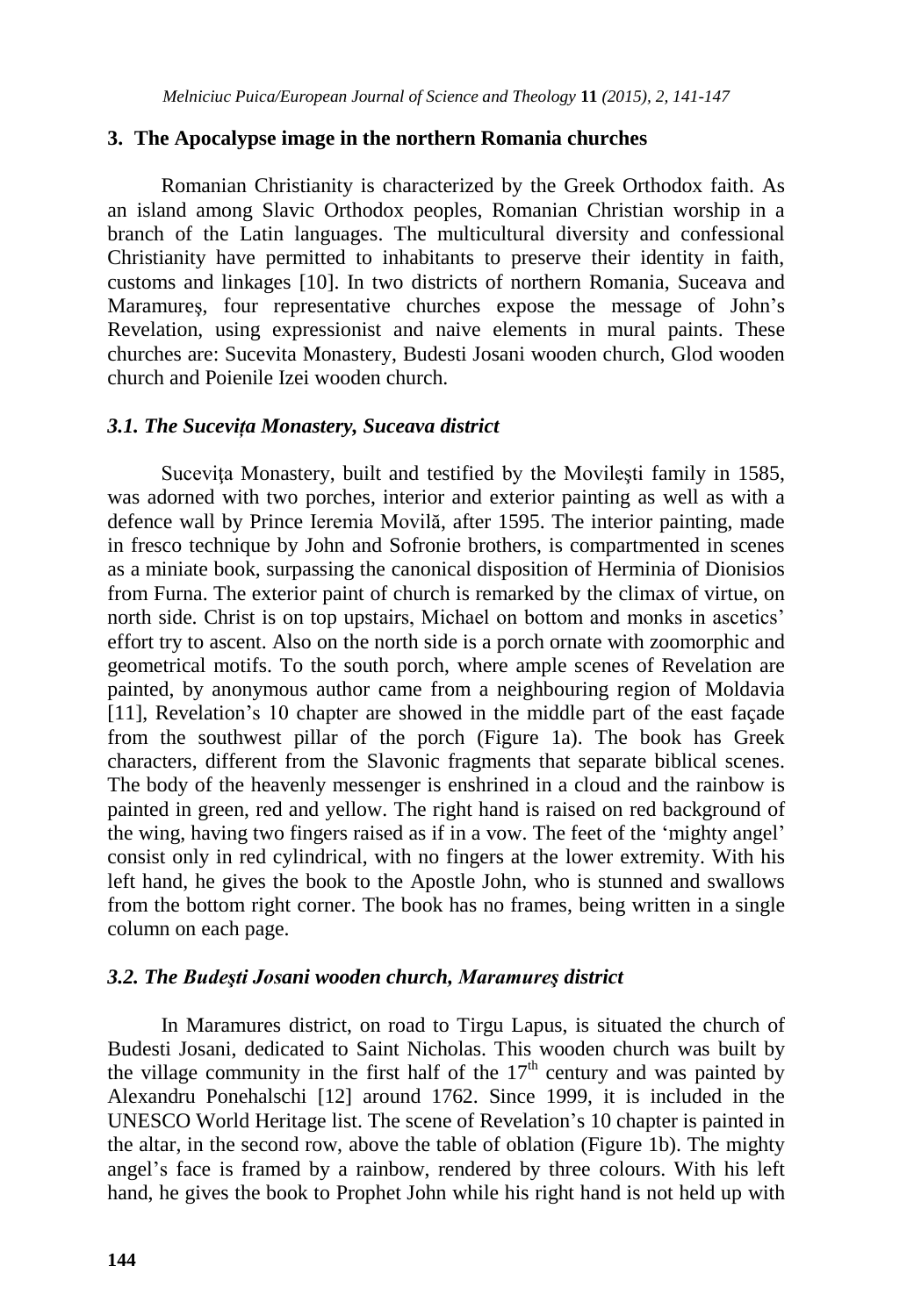## 3. The Apocalypse image in the northern Romania churches

Romanian Christianity is characterized by the Greek Orthodox faith. As an island among Slavic Orthodox peoples, Romanian Christian worship in a branch of the Latin languages. The multicultural diversity and confessional Christianity have permitted to inhabitants to preserve their identity in faith, customs and linkages [10]. In two districts of northern Romania, Suceava and Maramureş, four representative churches expose the message of John's Revelation, using expressionist and naive elements in mural paints. These churches are: Sucevita Monastery, Budesti Josani wooden church, Glod wooden church and Poienile Izei wooden church.

### *3.1. The Sucevița Monastery, Suceava district*

Suceviţa Monastery, built and testified by the Movileşti family in 1585, was adorned with two porches, interior and exterior painting as well as with a defence wall by Prince Ieremia Movilă, after 1595. The interior painting, made in fresco technique by John and Sofronie brothers, is compartmented in scenes as a miniate book, surpassing the canonical disposition of Herminia of Dionisios from Furna. The exterior paint of church is remarked by the climax of virtue, on north side. Christ is on top upstairs, Michael on bottom and monks in ascetics' effort try to ascent. Also on the north side is a porch ornate with zoomorphic and geometrical motifs. To the south porch, where ample scenes of Revelation are painted, by anonymous author came from a neighbouring region of Moldavia [11], Revelation's 10 chapter are showed in the middle part of the east façade from the southwest pillar of the porch (Figure 1a). The book has Greek characters, different from the Slavonic fragments that separate biblical scenes. The body of the heavenly messenger is enshrined in a cloud and the rainbow is painted in green, red and yellow. The right hand is raised on red background of the wing, having two fingers raised as if in a vow. The feet of the 'mighty angel' consist only in red cylindrical, with no fingers at the lower extremity. With his left hand, he gives the book to the Apostle John, who is stunned and swallows from the bottom right corner. The book has no frames, being written in a single column on each page.

### *3.2. The Budeşti Josani wooden church, Maramureş district*

In Maramures district, on road to Tirgu Lapus, is situated the church of Budesti Josani, dedicated to Saint Nicholas. This wooden church was built by the village community in the first half of the 17th century and was painted by Alexandru Ponehalschi [12] around 1762. Since 1999, it is included in the UNESCO World Heritage list. The scene of Revelation's 10 chapter is painted in the altar, in the second row, above the table of oblation (Figure 1b). The mighty angel's face is framed by a rainbow, rendered by three colours. With his left hand, he gives the book to Prophet John while his right hand is not held up with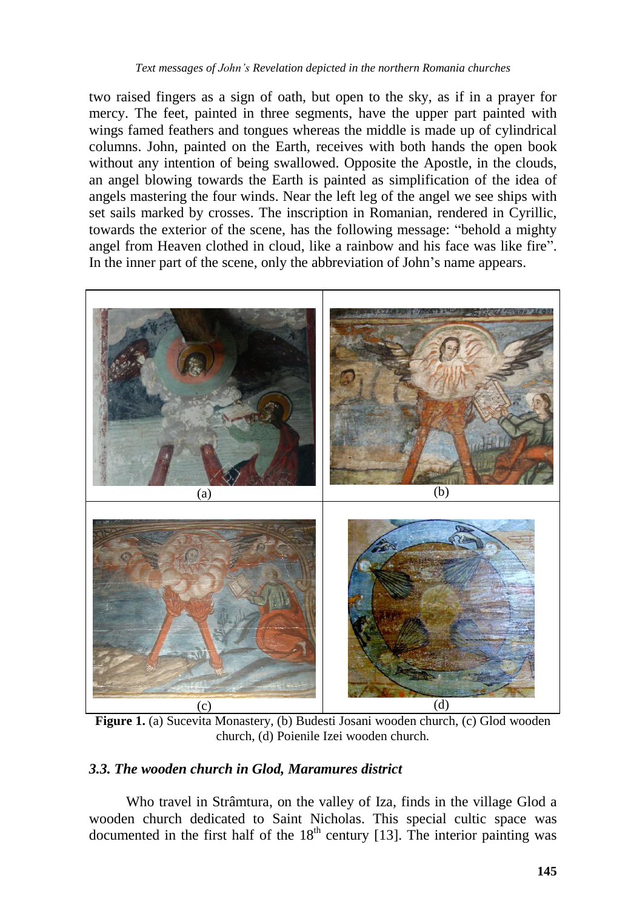two raised fingers as a sign of oath, but open to the sky, as if in a prayer for mercy. The feet, painted in three segments, have the upper part painted with wings famed feathers and tongues whereas the middle is made up of cylindrical columns. John, painted on the Earth, receives with both hands the open book without any intention of being swallowed. Opposite the Apostle, in the clouds, an angel blowing towards the Earth is painted as simplification of the idea of angels mastering the four winds. Near the left leg of the angel we see ships with set sails marked by crosses. The inscription in Romanian, rendered in Cyrillic, towards the exterior of the scene, has the following message: "behold a mighty angel from Heaven clothed in cloud, like a rainbow and his face was like fire". In the inner part of the scene, only the abbreviation of John's name appears.

(a) (b) (c) (d)

**Figure 1.** (a) Sucevita Monastery, (b) Budesti Josani wooden church, (c) Glod wooden church, (d) Poienile Izei wooden church.

### *3.3. The wooden church in Glod, Maramures district*

Who travel in Strâmtura, on the valley of Iza, finds in the village Glod a wooden church dedicated to Saint Nicholas. This special cultic space was documented in the first half of the 18th century [13]. The interior painting was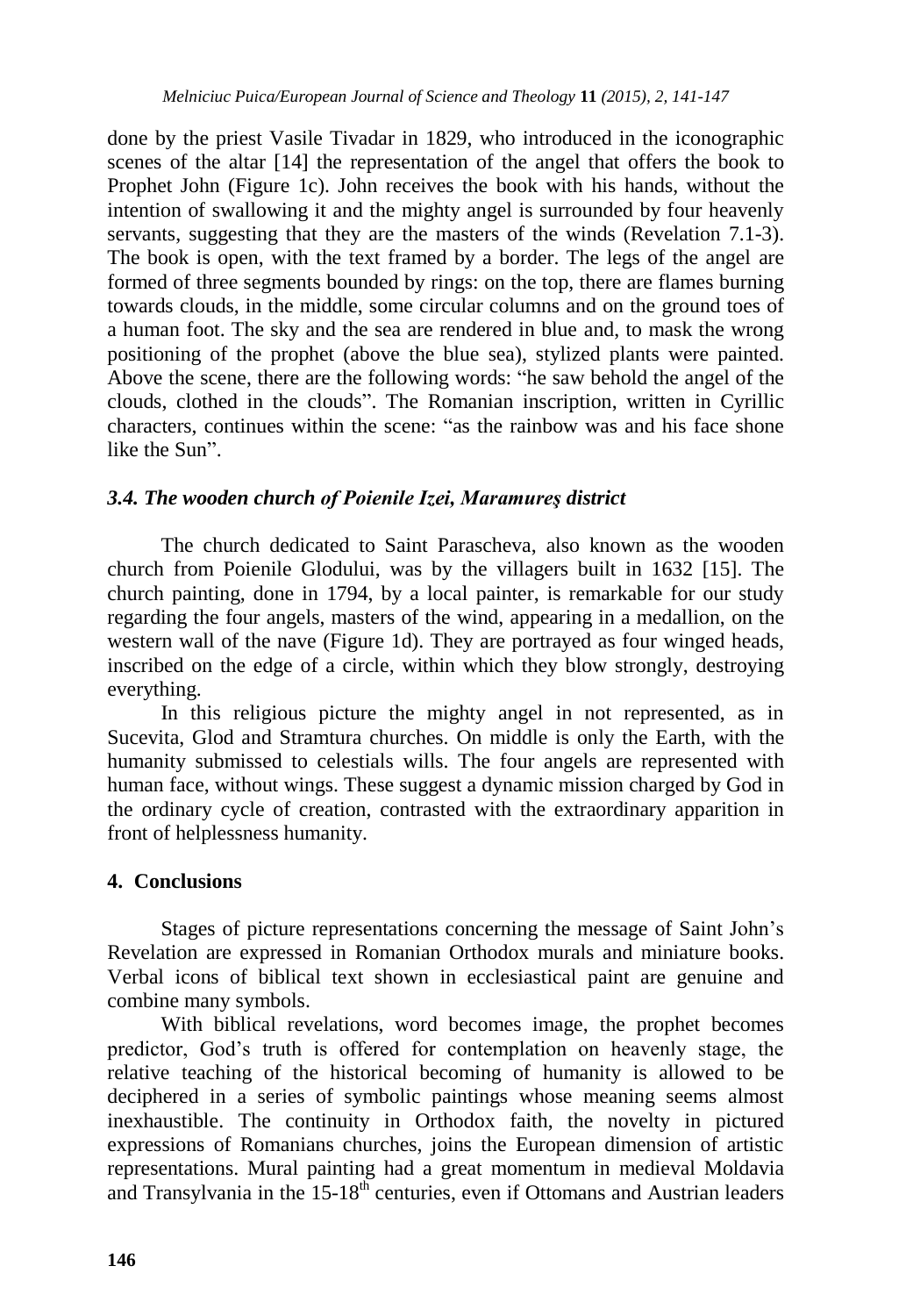done by the priest Vasile Tivadar in 1829, who introduced in the iconographic scenes of the altar [14] the representation of the angel that offers the book to Prophet John (Figure 1c). John receives the book with his hands, without the intention of swallowing it and the mighty angel is surrounded by four heavenly servants, suggesting that they are the masters of the winds (Revelation 7.1-3). The book is open, with the text framed by a border. The legs of the angel are formed of three segments bounded by rings: on the top, there are flames burning towards clouds, in the middle, some circular columns and on the ground toes of a human foot. The sky and the sea are rendered in blue and, to mask the wrong positioning of the prophet (above the blue sea), stylized plants were painted. Above the scene, there are the following words: "he saw behold the angel of the clouds, clothed in the clouds". The Romanian inscription, written in Cyrillic characters, continues within the scene: "as the rainbow was and his face shone like the Sun".

### *3.4. The wooden church of Poienile Izei, Maramureş district*

The church dedicated to Saint Parascheva, also known as the wooden church from Poienile Glodului, was by the villagers built in 1632 [15]. The church painting, done in 1794, by a local painter, is remarkable for our study regarding the four angels, masters of the wind, appearing in a medallion, on the western wall of the nave (Figure 1d). They are portrayed as four winged heads, inscribed on the edge of a circle, within which they blow strongly, destroying everything.

In this religious picture the mighty angel in not represented, as in Sucevita, Glod and Stramtura churches. On middle is only the Earth, with the humanity submissed to celestials wills. The four angels are represented with human face, without wings. These suggest a dynamic mission charged by God in the ordinary cycle of creation, contrasted with the extraordinary apparition in front of helplessness humanity.

## 4. Conclusions

Stages of picture representations concerning the message of Saint John's Revelation are expressed in Romanian Orthodox murals and miniature books. Verbal icons of biblical text shown in ecclesiastical paint are genuine and combine many symbols.

With biblical revelations, word becomes image, the prophet becomes predictor, God's truth is offered for contemplation on heavenly stage, the relative teaching of the historical becoming of humanity is allowed to be deciphered in a series of symbolic paintings whose meaning seems almost inexhaustible. The continuity in Orthodox faith, the novelty in pictured expressions of Romanians churches, joins the European dimension of artistic representations. Mural painting had a great momentum in medieval Moldavia and Transylvania in the 15-18th centuries, even if Ottomans and Austrian leaders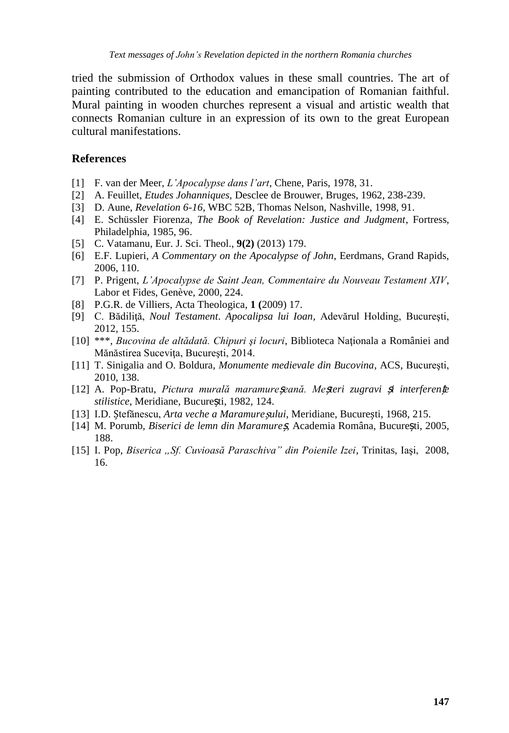tried the submission of Orthodox values in these small countries. The art of painting contributed to the education and emancipation of Romanian faithful. Mural painting in wooden churches represent a visual and artistic wealth that connects Romanian culture in an expression of its own to the great European cultural manifestations.

## References

[1] F. van der Meer, *L'Apocalypse dans l'art*, Chene, Paris, 1978, 31.

[2] A. Feuillet, *Etudes Johanniques*, Desclee de Brouwer, Bruges, 1962, 238-239.

[3] D. Aune, *Revelation 6-16*, WBC 52B, Thomas Nelson, Nashville, 1998, 91.

[4] E. Schüssler Fiorenza, *The Book of Revelation: Justice and Judgment*, Fortress, Philadelphia, 1985, 96.

[5] C. Vatamanu, Eur. J. Sci. Theol., **9(2)** (2013) 179.

[6] E.F. Lupieri, *A Commentary on the Apocalypse of John*, Eerdmans, Grand Rapids, 2006, 110.

[7] P. Prigent, *L'Apocalypse de Saint Jean, Commentaire du Nouveau Testament XIV*, Labor et Fides, Genève, 2000, 224.

[8] P.G.R. de Villiers, Acta Theologica, **1 (**2009) 17.

[9] C. Bădiliţă, *Noul Testament. Apocalipsa lui Ioan*, Adevărul Holding, Bucureşti, 2012, 155.

[10] ***, *Bucovina de altădată. Chipuri şi locuri*, Biblioteca Naţionala a României and Mănăstirea Suceviţa, Bucureşti, 2014.

[11] T. Sinigalia and O. Boldura, *Monumente medievale din Bucovina*, ACS, Bucureşti, 2010, 138.

[12] A. Pop-Bratu, *Pictura murală maramureşeană. Meşteri zugravi şi interferenţe stilistice*, Meridiane, Bucureşti, 1982, 124.

[13] I.D. Ştefănescu, *Arta veche a Maramureşului*, Meridiane, Bucureşti, 1968, 215.

[14] M. Porumb, *Biserici de lemn din Maramureş*, Academia Româna, Bucureşti, 2005, 188.

[15] I. Pop, *Biserica „Sf. Cuvioasă Paraschiva" din Poienile Izei*, Trinitas, Iaşi, 2008, 16.